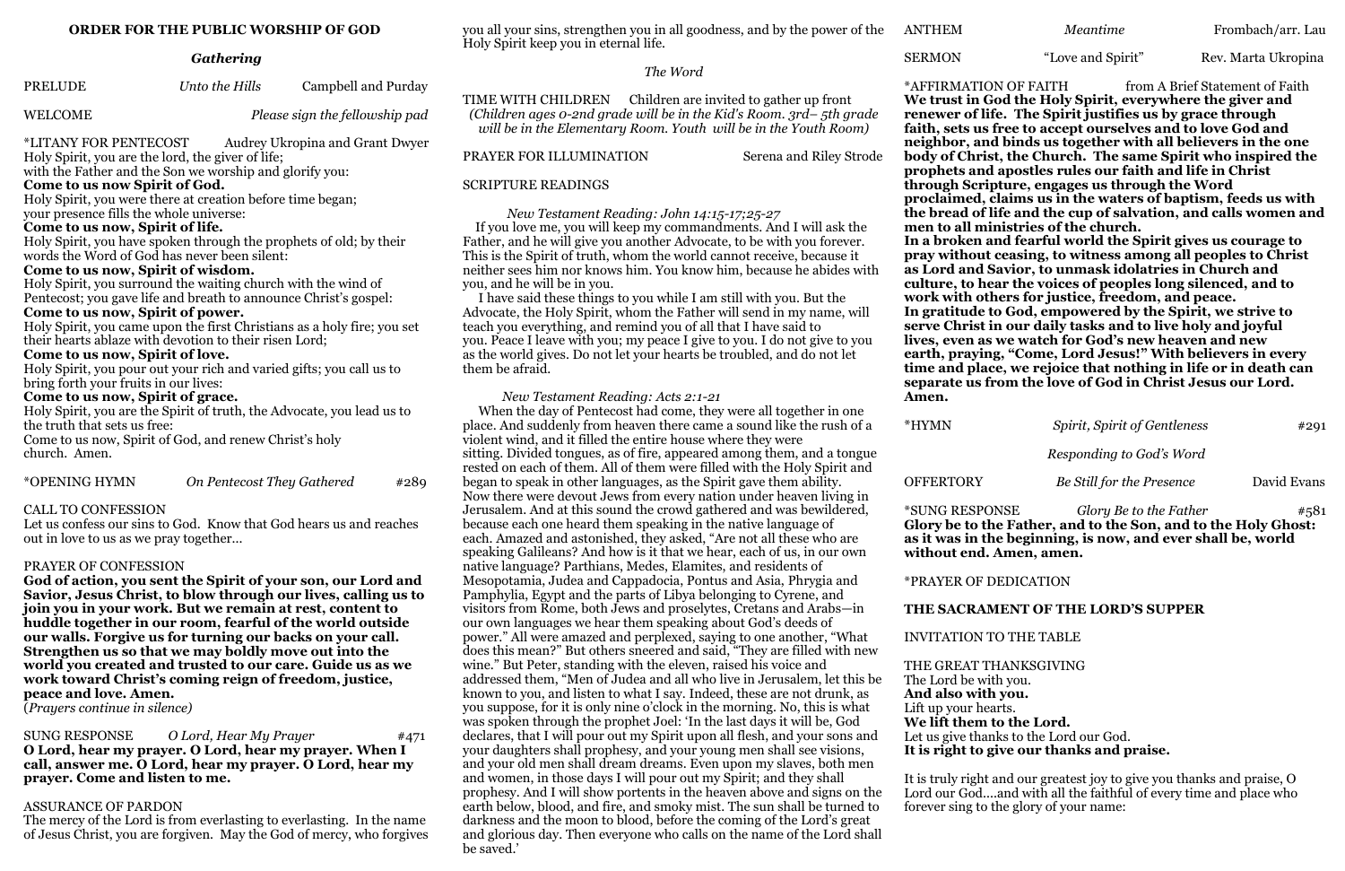# ORDER FOR THE PUBLIC WORSHIP OF GOD

## *Gathering*

PRELUDE *Unto the Hills* Campbell and Purday

WELCOME *Please sign the fellowship pad*

*LITANY FOR PENTECOST Audrey Ukropina and Grant Dwyer

Holy Spirit, you are the lord, the giver of life;
with the Father and the Son we worship and glorify you:
**Come to us now Spirit of God.**
Holy Spirit, you were there at creation before time began;
your presence fills the whole universe:
**Come to us now, Spirit of life.**
Holy Spirit, you have spoken through the prophets of old; by their words the Word of God has never been silent:
**Come to us now, Spirit of wisdom.**
Holy Spirit, you surround the waiting church with the wind of Pentecost; you gave life and breath to announce Christ's gospel:
**Come to us now, Spirit of power.**
Holy Spirit, you came upon the first Christians as a holy fire; you set their hearts ablaze with devotion to their risen Lord;
**Come to us now, Spirit of love.**
Holy Spirit, you pour out your rich and varied gifts; you call us to bring forth your fruits in our lives:
**Come to us now, Spirit of grace.**
Holy Spirit, you are the Spirit of truth, the Advocate, you lead us to the truth that sets us free:
Come to us now, Spirit of God, and renew Christ's holy church. Amen.

*OPENING HYMN *On Pentecost They Gathered* #289

CALL TO CONFESSION
Let us confess our sins to God. Know that God hears us and reaches out in love to us as we pray together…

PRAYER OF CONFESSION
**God of action, you sent the Spirit of your son, our Lord and Savior, Jesus Christ, to blow through our lives, calling us to join you in your work. But we remain at rest, content to huddle together in our room, fearful of the world outside our walls. Forgive us for turning our backs on your call. Strengthen us so that we may boldly move out into the world you created and trusted to our care. Guide us as we work toward Christ's coming reign of freedom, justice, peace and love. Amen.**
(*Prayers continue in silence)*

SUNG RESPONSE *O Lord, Hear My Prayer* #471
**O Lord, hear my prayer. O Lord, hear my prayer. When I call, answer me. O Lord, hear my prayer. O Lord, hear my prayer. Come and listen to me.**

ASSURANCE OF PARDON
The mercy of the Lord is from everlasting to everlasting. In the name of Jesus Christ, you are forgiven. May the God of mercy, who forgives you all your sins, strengthen you in all goodness, and by the power of the Holy Spirit keep you in eternal life.

## *The Word*

TIME WITH CHILDREN Children are invited to gather up front
*(Children ages 0-2nd grade will be in the Kid's Room. 3rd– 5th grade will be in the Elementary Room. Youth will be in the Youth Room)*

PRAYER FOR ILLUMINATION Serena and Riley Strode

SCRIPTURE READINGS

*New Testament Reading: John 14:15-17;25-27*

If you love me, you will keep my commandments. And I will ask the Father, and he will give you another Advocate, to be with you forever. This is the Spirit of truth, whom the world cannot receive, because it neither sees him nor knows him. You know him, because he abides with you, and he will be in you.

I have said these things to you while I am still with you. But the Advocate, the Holy Spirit, whom the Father will send in my name, will teach you everything, and remind you of all that I have said to you. Peace I leave with you; my peace I give to you. I do not give to you as the world gives. Do not let your hearts be troubled, and do not let them be afraid.

*New Testament Reading: Acts 2:1-21*

When the day of Pentecost had come, they were all together in one place. And suddenly from heaven there came a sound like the rush of a violent wind, and it filled the entire house where they were sitting. Divided tongues, as of fire, appeared among them, and a tongue rested on each of them. All of them were filled with the Holy Spirit and began to speak in other languages, as the Spirit gave them ability. Now there were devout Jews from every nation under heaven living in Jerusalem. And at this sound the crowd gathered and was bewildered, because each one heard them speaking in the native language of each. Amazed and astonished, they asked, "Are not all these who are speaking Galileans? And how is it that we hear, each of us, in our own native language? Parthians, Medes, Elamites, and residents of Mesopotamia, Judea and Cappadocia, Pontus and Asia, Phrygia and Pamphylia, Egypt and the parts of Libya belonging to Cyrene, and visitors from Rome, both Jews and proselytes, Cretans and Arabs—in our own languages we hear them speaking about God's deeds of power." All were amazed and perplexed, saying to one another, "What does this mean?" But others sneered and said, "They are filled with new wine." But Peter, standing with the eleven, raised his voice and addressed them, "Men of Judea and all who live in Jerusalem, let this be known to you, and listen to what I say. Indeed, these are not drunk, as you suppose, for it is only nine o'clock in the morning. No, this is what was spoken through the prophet Joel: 'In the last days it will be, God declares, that I will pour out my Spirit upon all flesh, and your sons and your daughters shall prophesy, and your young men shall see visions, and your old men shall dream dreams. Even upon my slaves, both men and women, in those days I will pour out my Spirit; and they shall prophesy. And I will show portents in the heaven above and signs on the earth below, blood, and fire, and smoky mist. The sun shall be turned to darkness and the moon to blood, before the coming of the Lord's great and glorious day. Then everyone who calls on the name of the Lord shall be saved.'

ANTHEM *Meantime* Frombach/arr. Lau

SERMON "Love and Spirit" Rev. Marta Ukropina

*AFFIRMATION OF FAITH from A Brief Statement of Faith
**We trust in God the Holy Spirit, everywhere the giver and renewer of life. The Spirit justifies us by grace through faith, sets us free to accept ourselves and to love God and neighbor, and binds us together with all believers in the one body of Christ, the Church. The same Spirit who inspired the prophets and apostles rules our faith and life in Christ through Scripture, engages us through the Word proclaimed, claims us in the waters of baptism, feeds us with the bread of life and the cup of salvation, and calls women and men to all ministries of the church.**
**In a broken and fearful world the Spirit gives us courage to pray without ceasing, to witness among all peoples to Christ as Lord and Savior, to unmask idolatries in Church and culture, to hear the voices of peoples long silenced, and to work with others for justice, freedom, and peace.**
**In gratitude to God, empowered by the Spirit, we strive to serve Christ in our daily tasks and to live holy and joyful lives, even as we watch for God's new heaven and new earth, praying, "Come, Lord Jesus!" With believers in every time and place, we rejoice that nothing in life or in death can separate us from the love of God in Christ Jesus our Lord. Amen.**

*HYMN *Spirit, Spirit of Gentleness* #291

## *Responding to God's Word*

OFFERTORY *Be Still for the Presence* David Evans

*SUNG RESPONSE *Glory Be to the Father* #581
**Glory be to the Father, and to the Son, and to the Holy Ghost: as it was in the beginning, is now, and ever shall be, world without end. Amen, amen.**

*PRAYER OF DEDICATION

## THE SACRAMENT OF THE LORD'S SUPPER

INVITATION TO THE TABLE

THE GREAT THANKSGIVING
The Lord be with you.
**And also with you.**
Lift up your hearts.
**We lift them to the Lord.**
Let us give thanks to the Lord our God.
**It is right to give our thanks and praise.**

It is truly right and our greatest joy to give you thanks and praise, O Lord our God….and with all the faithful of every time and place who forever sing to the glory of your name: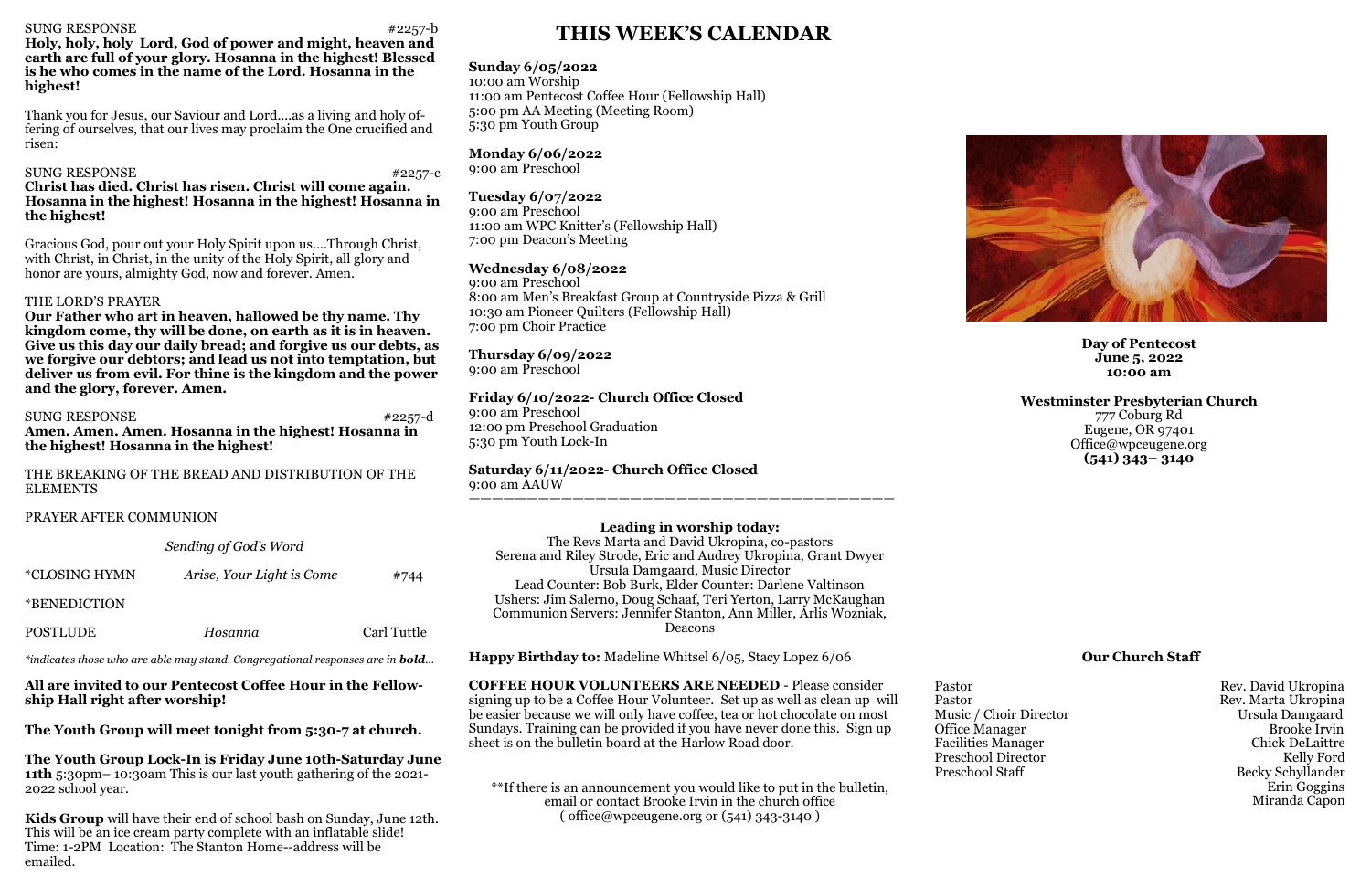SUNG RESPONSE #2257-b

**Holy, holy, holy Lord, God of power and might, heaven and earth are full of your glory. Hosanna in the highest! Blessed is he who comes in the name of the Lord. Hosanna in the highest!**

Thank you for Jesus, our Saviour and Lord….as a living and holy offering of ourselves, that our lives may proclaim the One crucified and risen:

SUNG RESPONSE #2257-c

**Christ has died. Christ has risen. Christ will come again. Hosanna in the highest! Hosanna in the highest! Hosanna in the highest!**

Gracious God, pour out your Holy Spirit upon us….Through Christ, with Christ, in Christ, in the unity of the Holy Spirit, all glory and honor are yours, almighty God, now and forever. Amen.

THE LORD'S PRAYER

**Our Father who art in heaven, hallowed be thy name. Thy kingdom come, thy will be done, on earth as it is in heaven. Give us this day our daily bread; and forgive us our debts, as we forgive our debtors; and lead us not into temptation, but deliver us from evil. For thine is the kingdom and the power and the glory, forever. Amen.**

SUNG RESPONSE #2257-d

**Amen. Amen. Amen. Hosanna in the highest! Hosanna in the highest! Hosanna in the highest!**

THE BREAKING OF THE BREAD AND DISTRIBUTION OF THE ELEMENTS

PRAYER AFTER COMMUNION

*Sending of God's Word*

*CLOSING HYMN *Arise, Your Light is Come* #744

*BENEDICTION

POSTLUDE *Hosanna* Carl Tuttle

*\*indicates those who are able may stand. Congregational responses are in **bold**…*

**All are invited to our Pentecost Coffee Hour in the Fellowship Hall right after worship!**

**The Youth Group will meet tonight from 5:30-7 at church.**

**The Youth Group Lock-In is Friday June 10th-Saturday June 11th** 5:30pm– 10:30am This is our last youth gathering of the 2021-2022 school year.

**Kids Group** will have their end of school bash on Sunday, June 12th. This will be an ice cream party complete with an inflatable slide! Time: 1-2PM Location: The Stanton Home--address will be emailed.

# THIS WEEK'S CALENDAR

**Sunday 6/05/2022**
10:00 am Worship
11:00 am Pentecost Coffee Hour (Fellowship Hall)
5:00 pm AA Meeting (Meeting Room)
5:30 pm Youth Group

**Monday 6/06/2022**
9:00 am Preschool

**Tuesday 6/07/2022**
9:00 am Preschool
11:00 am WPC Knitter's (Fellowship Hall)
7:00 pm Deacon's Meeting

**Wednesday 6/08/2022**
9:00 am Preschool
8:00 am Men's Breakfast Group at Countryside Pizza & Grill
10:30 am Pioneer Quilters (Fellowship Hall)
7:00 pm Choir Practice

**Thursday 6/09/2022**
9:00 am Preschool

**Friday 6/10/2022- Church Office Closed**
9:00 am Preschool
12:00 pm Preschool Graduation
5:30 pm Youth Lock-In

**Saturday 6/11/2022- Church Office Closed**
9:00 am AAUW

**Leading in worship today:**
The Revs Marta and David Ukropina, co-pastors
Serena and Riley Strode, Eric and Audrey Ukropina, Grant Dwyer
Ursula Damgaard, Music Director
Lead Counter: Bob Burk, Elder Counter: Darlene Valtinson
Ushers: Jim Salerno, Doug Schaaf, Teri Yerton, Larry McKaughan
Communion Servers: Jennifer Stanton, Ann Miller, Arlis Wozniak, Deacons

**Happy Birthday to:** Madeline Whitsel 6/05, Stacy Lopez 6/06

**COFFEE HOUR VOLUNTEERS ARE NEEDED** - Please consider signing up to be a Coffee Hour Volunteer. Set up as well as clean up will be easier because we will only have coffee, tea or hot chocolate on most Sundays. Training can be provided if you have never done this. Sign up sheet is on the bulletin board at the Harlow Road door.

**If there is an announcement you would like to put in the bulletin, email or contact Brooke Irvin in the church office ( office@wpceugene.org or (541) 343-3140 )

**Day of Pentecost**
**June 5, 2022**
**10:00 am**

**Westminster Presbyterian Church**
777 Coburg Rd
Eugene, OR 97401
Office@wpceugene.org
**(541) 343– 3140**

**Our Church Staff**

| | |
|---|---|
| Pastor | Rev. David Ukropina |
| Pastor | Rev. Marta Ukropina |
| Music / Choir Director | Ursula Damgaard |
| Office Manager | Brooke Irvin |
| Facilities Manager | Chick DeLaittre |
| Preschool Director | Kelly Ford |
| Preschool Staff | Becky Schyllander |
| | Erin Goggins |
| | Miranda Capon |